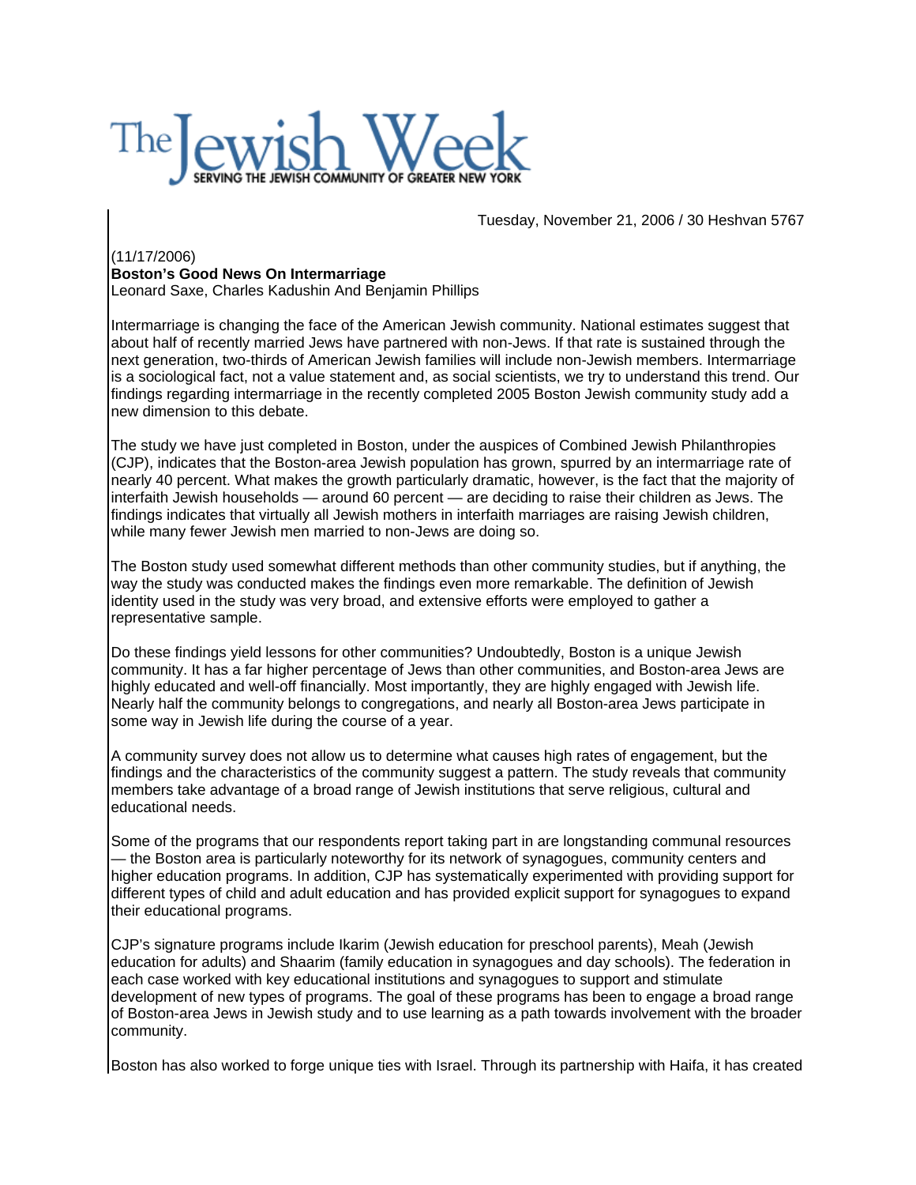# The Jewish Week

SERVING THE JEWISH COMMUNITY OF GREATER NEW YORK

Tuesday, November 21, 2006 / 30 Heshvan 5767

(11/17/2006)

**Boston's Good News On Intermarriage**

Leonard Saxe, Charles Kadushin And Benjamin Phillips

Intermarriage is changing the face of the American Jewish community. National estimates suggest that about half of recently married Jews have partnered with non-Jews. If that rate is sustained through the next generation, two-thirds of American Jewish families will include non-Jewish members. Intermarriage is a sociological fact, not a value statement and, as social scientists, we try to understand this trend. Our findings regarding intermarriage in the recently completed 2005 Boston Jewish community study add a new dimension to this debate.

The study we have just completed in Boston, under the auspices of Combined Jewish Philanthropies (CJP), indicates that the Boston-area Jewish population has grown, spurred by an intermarriage rate of nearly 40 percent. What makes the growth particularly dramatic, however, is the fact that the majority of interfaith Jewish households — around 60 percent — are deciding to raise their children as Jews. The findings indicates that virtually all Jewish mothers in interfaith marriages are raising Jewish children, while many fewer Jewish men married to non-Jews are doing so.

The Boston study used somewhat different methods than other community studies, but if anything, the way the study was conducted makes the findings even more remarkable. The definition of Jewish identity used in the study was very broad, and extensive efforts were employed to gather a representative sample.

Do these findings yield lessons for other communities? Undoubtedly, Boston is a unique Jewish community. It has a far higher percentage of Jews than other communities, and Boston-area Jews are highly educated and well-off financially. Most importantly, they are highly engaged with Jewish life. Nearly half the community belongs to congregations, and nearly all Boston-area Jews participate in some way in Jewish life during the course of a year.

A community survey does not allow us to determine what causes high rates of engagement, but the findings and the characteristics of the community suggest a pattern. The study reveals that community members take advantage of a broad range of Jewish institutions that serve religious, cultural and educational needs.

Some of the programs that our respondents report taking part in are longstanding communal resources — the Boston area is particularly noteworthy for its network of synagogues, community centers and higher education programs. In addition, CJP has systematically experimented with providing support for different types of child and adult education and has provided explicit support for synagogues to expand their educational programs.

CJP's signature programs include Ikarim (Jewish education for preschool parents), Meah (Jewish education for adults) and Shaarim (family education in synagogues and day schools). The federation in each case worked with key educational institutions and synagogues to support and stimulate development of new types of programs. The goal of these programs has been to engage a broad range of Boston-area Jews in Jewish study and to use learning as a path towards involvement with the broader community.

Boston has also worked to forge unique ties with Israel. Through its partnership with Haifa, it has created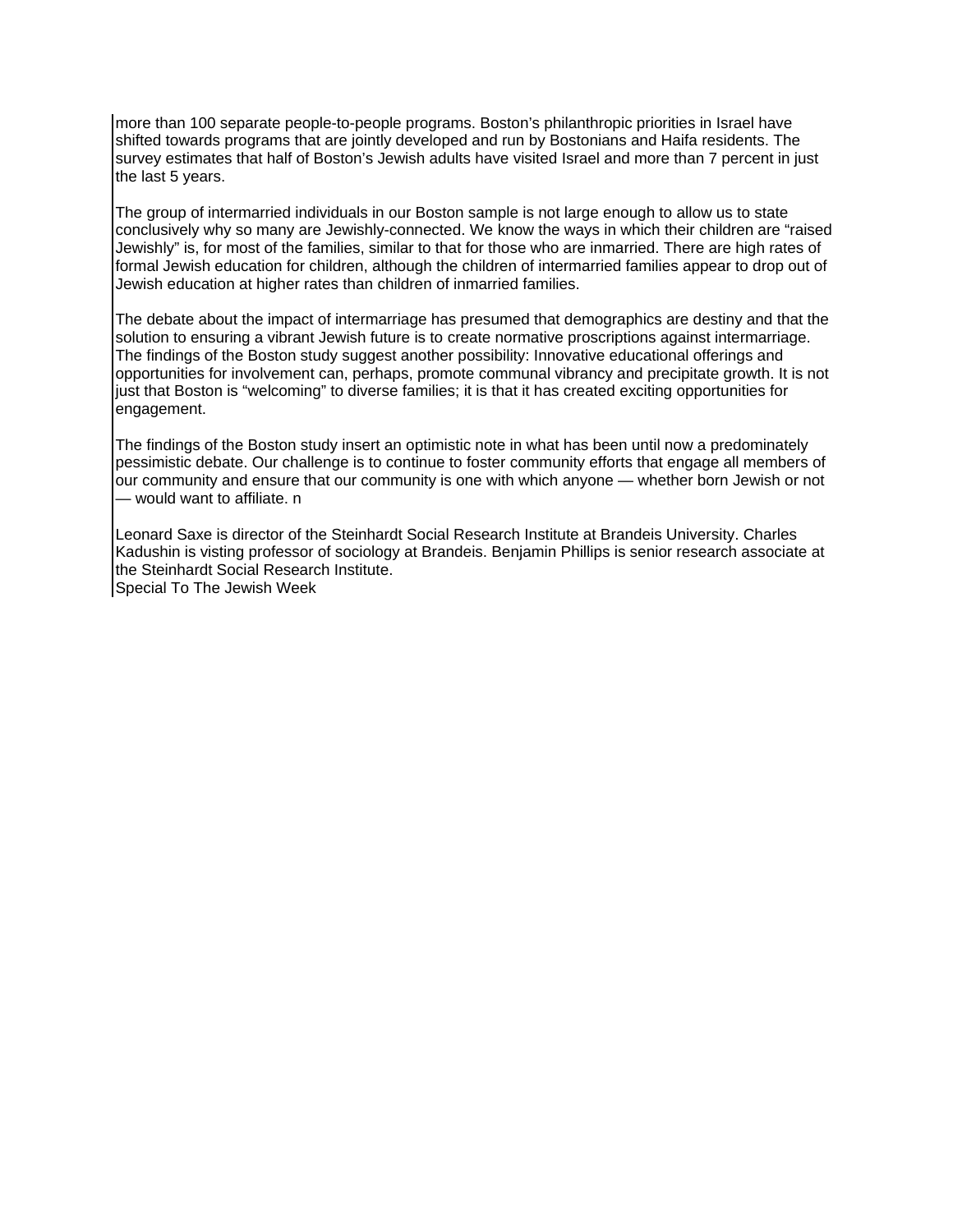more than 100 separate people-to-people programs. Boston's philanthropic priorities in Israel have shifted towards programs that are jointly developed and run by Bostonians and Haifa residents. The survey estimates that half of Boston's Jewish adults have visited Israel and more than 7 percent in just the last 5 years.

The group of intermarried individuals in our Boston sample is not large enough to allow us to state conclusively why so many are Jewishly-connected. We know the ways in which their children are "raised Jewishly" is, for most of the families, similar to that for those who are inmarried. There are high rates of formal Jewish education for children, although the children of intermarried families appear to drop out of Jewish education at higher rates than children of inmarried families.

The debate about the impact of intermarriage has presumed that demographics are destiny and that the solution to ensuring a vibrant Jewish future is to create normative proscriptions against intermarriage. The findings of the Boston study suggest another possibility: Innovative educational offerings and opportunities for involvement can, perhaps, promote communal vibrancy and precipitate growth. It is not just that Boston is "welcoming" to diverse families; it is that it has created exciting opportunities for engagement.

The findings of the Boston study insert an optimistic note in what has been until now a predominately pessimistic debate. Our challenge is to continue to foster community efforts that engage all members of our community and ensure that our community is one with which anyone — whether born Jewish or not — would want to affiliate. n

Leonard Saxe is director of the Steinhardt Social Research Institute at Brandeis University. Charles Kadushin is visting professor of sociology at Brandeis. Benjamin Phillips is senior research associate at the Steinhardt Social Research Institute.
Special To The Jewish Week